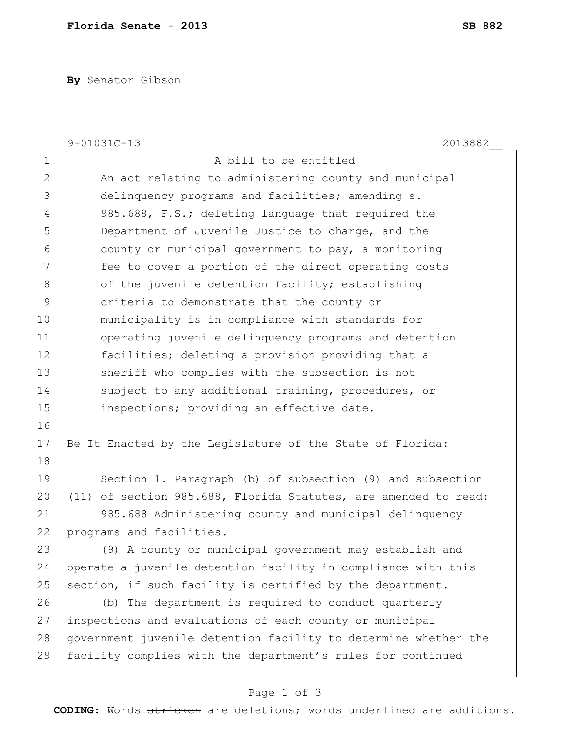**Florida Senate - 2013** **SB 882**

**By** Senator Gibson

9-01031C-13 2013882__

A bill to be entitled

An act relating to administering county and municipal delinquency programs and facilities; amending s. 985.688, F.S.; deleting language that required the Department of Juvenile Justice to charge, and the county or municipal government to pay, a monitoring fee to cover a portion of the direct operating costs of the juvenile detention facility; establishing criteria to demonstrate that the county or municipality is in compliance with standards for operating juvenile delinquency programs and detention facilities; deleting a provision providing that a sheriff who complies with the subsection is not subject to any additional training, procedures, or inspections; providing an effective date.

Be It Enacted by the Legislature of the State of Florida:

Section 1. Paragraph (b) of subsection (9) and subsection (11) of section 985.688, Florida Statutes, are amended to read:

985.688 Administering county and municipal delinquency programs and facilities.—

(9) A county or municipal government may establish and operate a juvenile detention facility in compliance with this section, if such facility is certified by the department.

(b) The department is required to conduct quarterly inspections and evaluations of each county or municipal government juvenile detention facility to determine whether the facility complies with the department's rules for continued

**CODING:** Words ~~stricken~~ are deletions; words <u>underlined</u> are additions.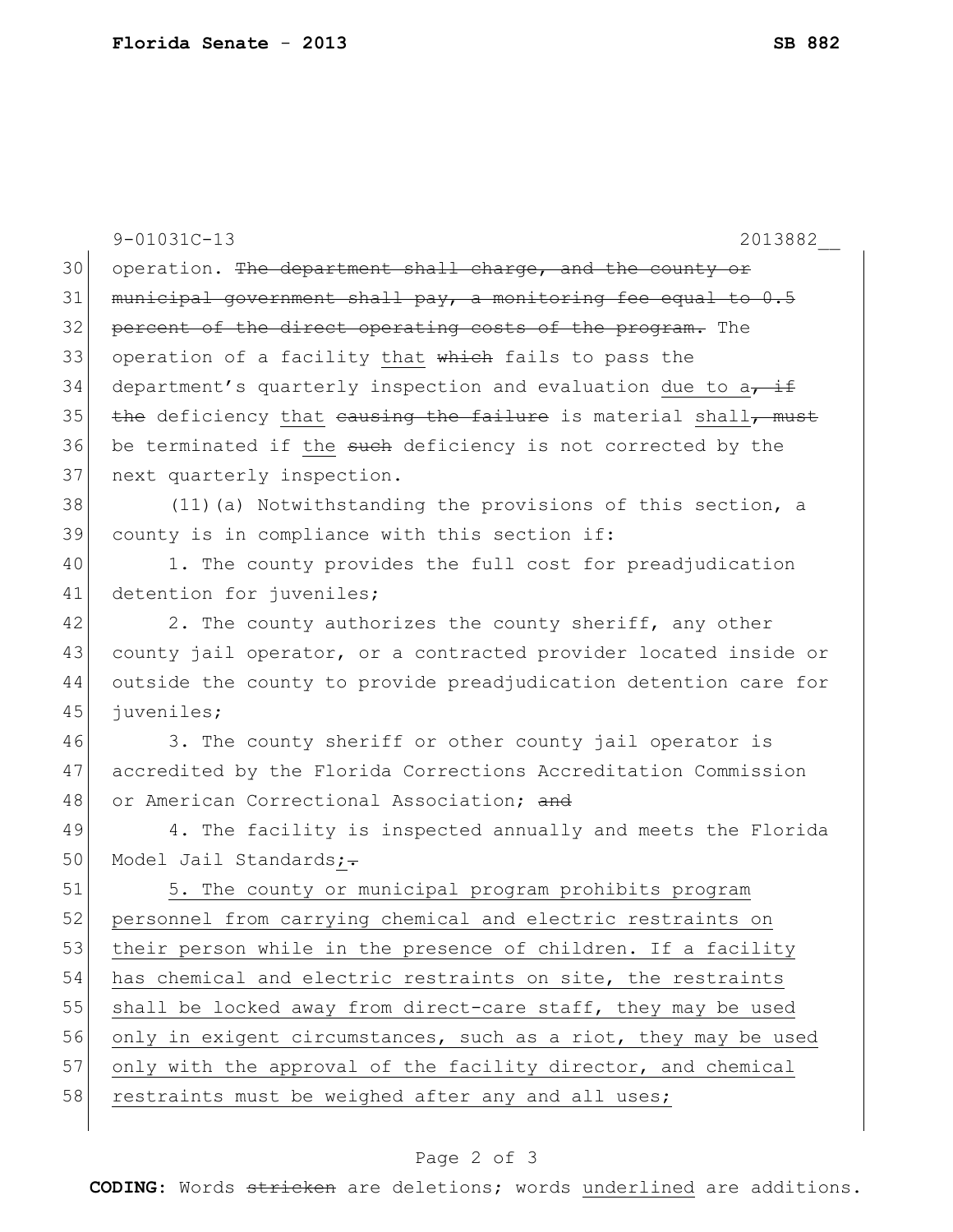9-01031C-13 2013882__

30 operation. ~~The department shall charge, and the county or~~
31 ~~municipal government shall pay, a monitoring fee equal to 0.5~~
32 ~~percent of the direct operating costs of the program.~~ The
33 operation of a facility <u>that</u> ~~which~~ fails to pass the
34 department's quarterly inspection and evaluation <u>due to a</u>~~, if~~
35 ~~the~~ deficiency <u>that</u> ~~causing the failure~~ is material <u>shall</u>~~, must~~
36 be terminated if <u>the</u> ~~such~~ deficiency is not corrected by the
37 next quarterly inspection.

38 (11)(a) Notwithstanding the provisions of this section, a
39 county is in compliance with this section if:

40 1. The county provides the full cost for preadjudication
41 detention for juveniles;

42 2. The county authorizes the county sheriff, any other
43 county jail operator, or a contracted provider located inside or
44 outside the county to provide preadjudication detention care for
45 juveniles;

46 3. The county sheriff or other county jail operator is
47 accredited by the Florida Corrections Accreditation Commission
48 or American Correctional Association; ~~and~~

49 4. The facility is inspected annually and meets the Florida
50 Model Jail Standards<u>;</u>~~.~~

51 <u>5. The county or municipal program prohibits program</u>
52 <u>personnel from carrying chemical and electric restraints on</u>
53 <u>their person while in the presence of children. If a facility</u>
54 <u>has chemical and electric restraints on site, the restraints</u>
55 <u>shall be locked away from direct-care staff, they may be used</u>
56 <u>only in exigent circumstances, such as a riot, they may be used</u>
57 <u>only with the approval of the facility director, and chemical</u>
58 <u>restraints must be weighed after any and all uses;</u>

**CODING:** Words ~~stricken~~ are deletions; words <u>underlined</u> are additions.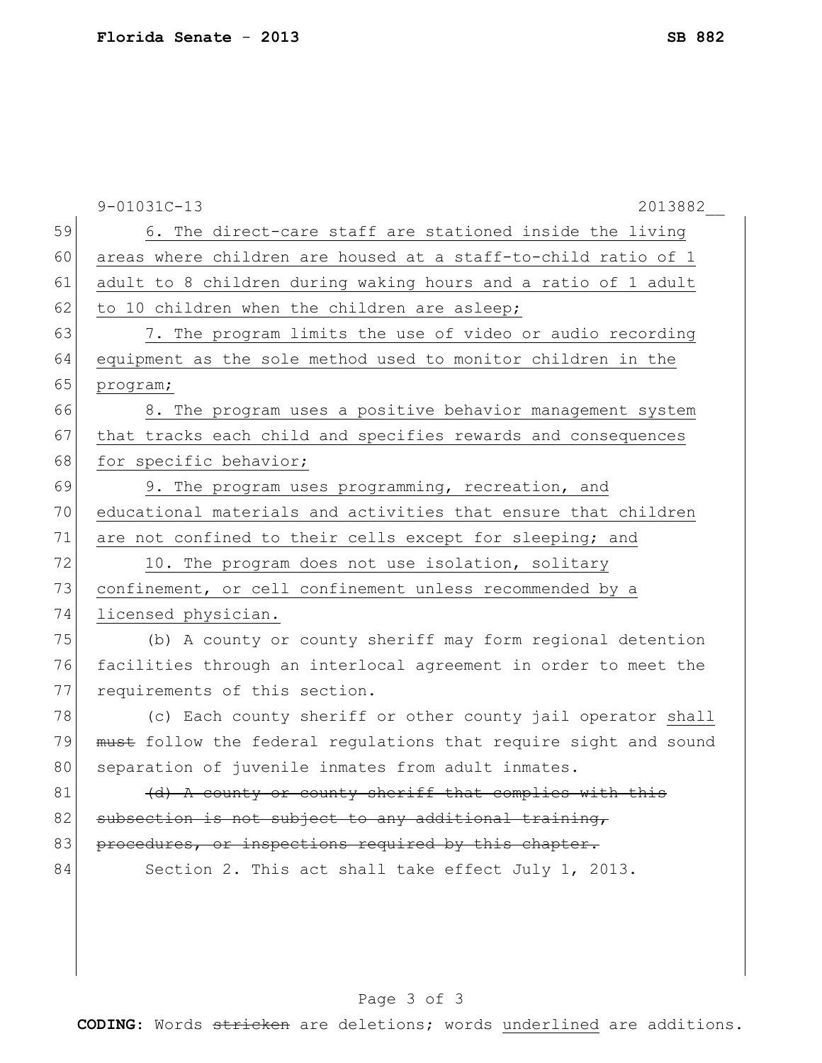6. The direct-care staff are stationed inside the living areas where children are housed at a staff-to-child ratio of 1 adult to 8 children during waking hours and a ratio of 1 adult to 10 children when the children are asleep;

7. The program limits the use of video or audio recording equipment as the sole method used to monitor children in the program;

8. The program uses a positive behavior management system that tracks each child and specifies rewards and consequences for specific behavior;

9. The program uses programming, recreation, and educational materials and activities that ensure that children are not confined to their cells except for sleeping; and

10. The program does not use isolation, solitary confinement, or cell confinement unless recommended by a licensed physician.

(b) A county or county sheriff may form regional detention facilities through an interlocal agreement in order to meet the requirements of this section.

(c) Each county sheriff or other county jail operator shall ~~must~~ follow the federal regulations that require sight and sound separation of juvenile inmates from adult inmates.

~~(d) A county or county sheriff that complies with this subsection is not subject to any additional training, procedures, or inspections required by this chapter.~~

Section 2. This act shall take effect July 1, 2013.